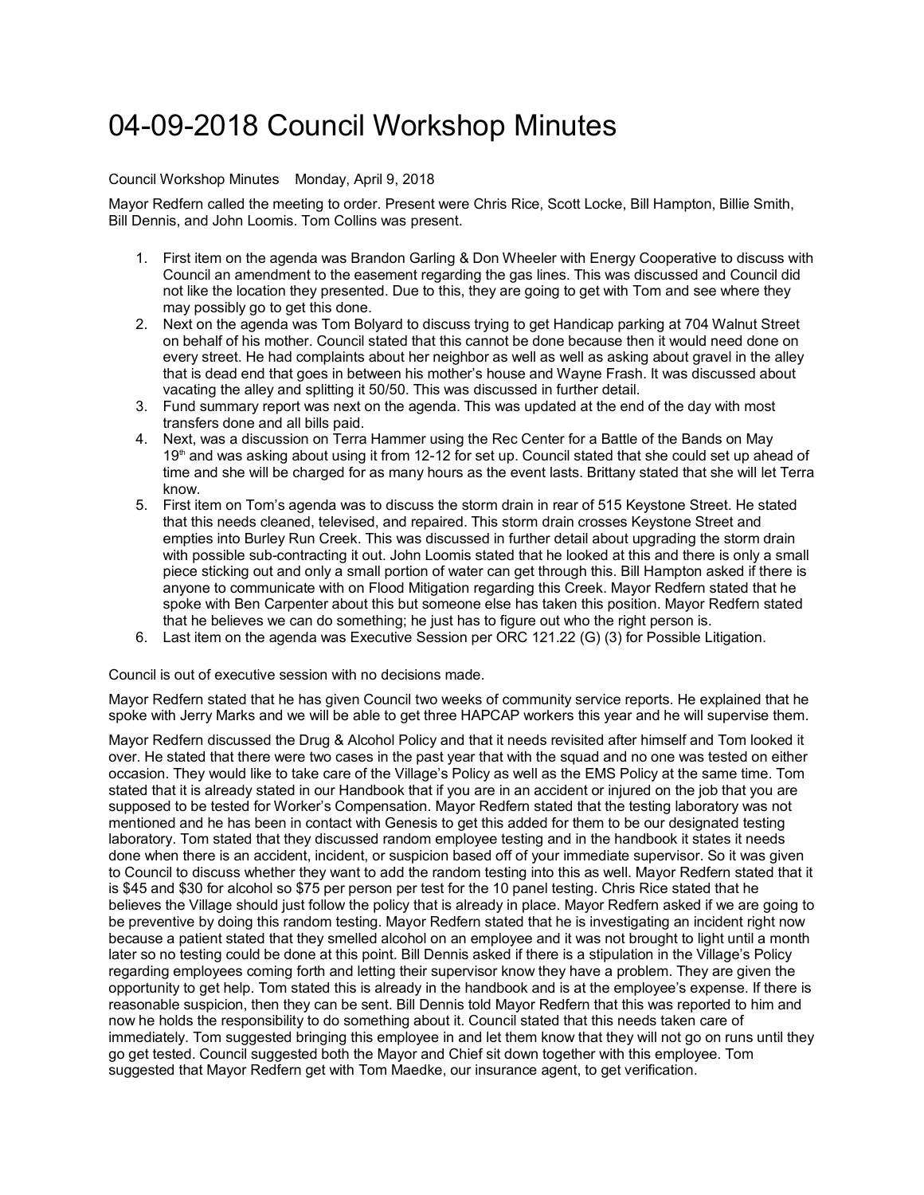# 04-09-2018 Council Workshop Minutes

Council Workshop Minutes Monday, April 9, 2018

Mayor Redfern called the meeting to order. Present were Chris Rice, Scott Locke, Bill Hampton, Billie Smith, Bill Dennis, and John Loomis. Tom Collins was present.

1. First item on the agenda was Brandon Garling & Don Wheeler with Energy Cooperative to discuss with Council an amendment to the easement regarding the gas lines. This was discussed and Council did not like the location they presented. Due to this, they are going to get with Tom and see where they may possibly go to get this done.
2. Next on the agenda was Tom Bolyard to discuss trying to get Handicap parking at 704 Walnut Street on behalf of his mother. Council stated that this cannot be done because then it would need done on every street. He had complaints about her neighbor as well as well as asking about gravel in the alley that is dead end that goes in between his mother's house and Wayne Frash. It was discussed about vacating the alley and splitting it 50/50. This was discussed in further detail.
3. Fund summary report was next on the agenda. This was updated at the end of the day with most transfers done and all bills paid.
4. Next, was a discussion on Terra Hammer using the Rec Center for a Battle of the Bands on May 19th and was asking about using it from 12-12 for set up. Council stated that she could set up ahead of time and she will be charged for as many hours as the event lasts. Brittany stated that she will let Terra know.
5. First item on Tom's agenda was to discuss the storm drain in rear of 515 Keystone Street. He stated that this needs cleaned, televised, and repaired. This storm drain crosses Keystone Street and empties into Burley Run Creek. This was discussed in further detail about upgrading the storm drain with possible sub-contracting it out. John Loomis stated that he looked at this and there is only a small piece sticking out and only a small portion of water can get through this. Bill Hampton asked if there is anyone to communicate with on Flood Mitigation regarding this Creek. Mayor Redfern stated that he spoke with Ben Carpenter about this but someone else has taken this position. Mayor Redfern stated that he believes we can do something; he just has to figure out who the right person is.
6. Last item on the agenda was Executive Session per ORC 121.22 (G) (3) for Possible Litigation.

Council is out of executive session with no decisions made.

Mayor Redfern stated that he has given Council two weeks of community service reports. He explained that he spoke with Jerry Marks and we will be able to get three HAPCAP workers this year and he will supervise them.

Mayor Redfern discussed the Drug & Alcohol Policy and that it needs revisited after himself and Tom looked it over. He stated that there were two cases in the past year that with the squad and no one was tested on either occasion. They would like to take care of the Village's Policy as well as the EMS Policy at the same time. Tom stated that it is already stated in our Handbook that if you are in an accident or injured on the job that you are supposed to be tested for Worker's Compensation. Mayor Redfern stated that the testing laboratory was not mentioned and he has been in contact with Genesis to get this added for them to be our designated testing laboratory. Tom stated that they discussed random employee testing and in the handbook it states it needs done when there is an accident, incident, or suspicion based off of your immediate supervisor. So it was given to Council to discuss whether they want to add the random testing into this as well. Mayor Redfern stated that it is $45 and $30 for alcohol so $75 per person per test for the 10 panel testing. Chris Rice stated that he believes the Village should just follow the policy that is already in place. Mayor Redfern asked if we are going to be preventive by doing this random testing. Mayor Redfern stated that he is investigating an incident right now because a patient stated that they smelled alcohol on an employee and it was not brought to light until a month later so no testing could be done at this point. Bill Dennis asked if there is a stipulation in the Village's Policy regarding employees coming forth and letting their supervisor know they have a problem. They are given the opportunity to get help. Tom stated this is already in the handbook and is at the employee's expense. If there is reasonable suspicion, then they can be sent. Bill Dennis told Mayor Redfern that this was reported to him and now he holds the responsibility to do something about it. Council stated that this needs taken care of immediately. Tom suggested bringing this employee in and let them know that they will not go on runs until they go get tested. Council suggested both the Mayor and Chief sit down together with this employee. Tom suggested that Mayor Redfern get with Tom Maedke, our insurance agent, to get verification.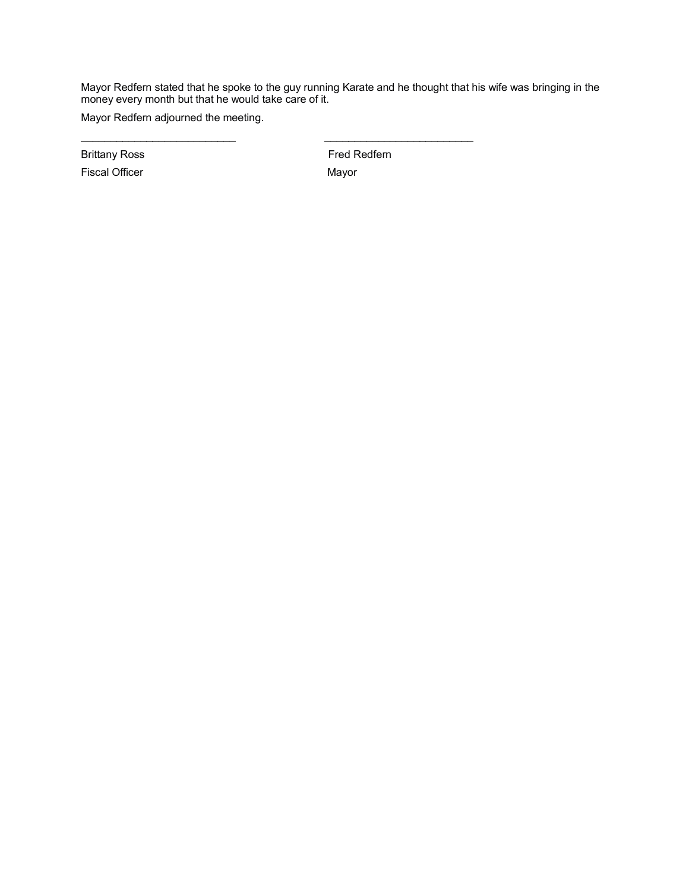Mayor Redfern stated that he spoke to the guy running Karate and he thought that his wife was bringing in the money every month but that he would take care of it.

Mayor Redfern adjourned the meeting.

| | |
|---|---|
| _________________________ | _________________________ |
| Brittany Ross | Fred Redfern |
| Fiscal Officer | Mayor |